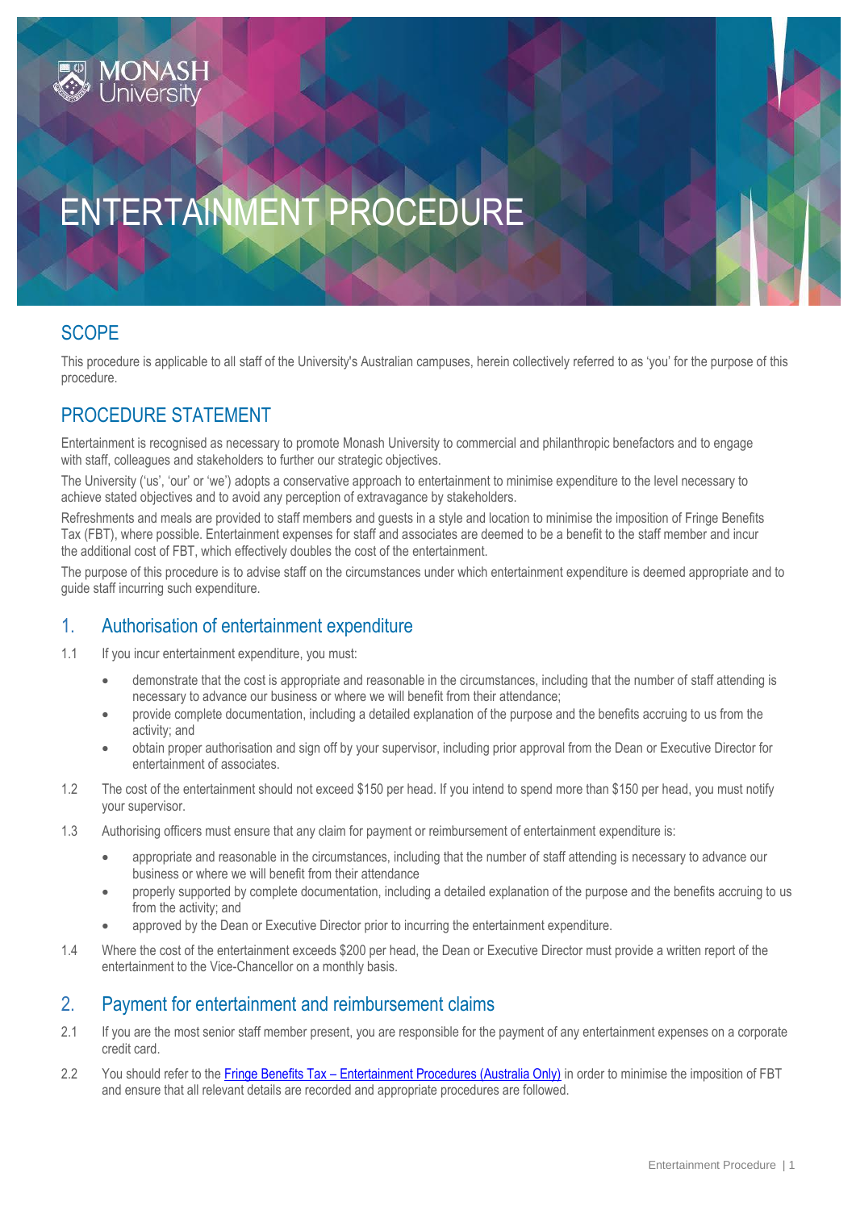# ENTERTAINMENT PROCEDURE

## SCOPE

This procedure is applicable to all staff of the University's Australian campuses, herein collectively referred to as 'you' for the purpose of this procedure.

## PROCEDURE STATEMENT

Entertainment is recognised as necessary to promote Monash University to commercial and philanthropic benefactors and to engage with staff, colleagues and stakeholders to further our strategic objectives.

The University ('us', 'our' or 'we') adopts a conservative approach to entertainment to minimise expenditure to the level necessary to achieve stated objectives and to avoid any perception of extravagance by stakeholders.

Refreshments and meals are provided to staff members and guests in a style and location to minimise the imposition of Fringe Benefits Tax (FBT), where possible. Entertainment expenses for staff and associates are deemed to be a benefit to the staff member and incur the additional cost of FBT, which effectively doubles the cost of the entertainment.

The purpose of this procedure is to advise staff on the circumstances under which entertainment expenditure is deemed appropriate and to guide staff incurring such expenditure.

## 1. Authorisation of entertainment expenditure

1.1 If you incur entertainment expenditure, you must:

- demonstrate that the cost is appropriate and reasonable in the circumstances, including that the number of staff attending is necessary to advance our business or where we will benefit from their attendance;
- provide complete documentation, including a detailed explanation of the purpose and the benefits accruing to us from the activity; and
- obtain proper authorisation and sign off by your supervisor, including prior approval from the Dean or Executive Director for entertainment of associates.

1.2 The cost of the entertainment should not exceed $150 per head. If you intend to spend more than $150 per head, you must notify your supervisor.

1.3 Authorising officers must ensure that any claim for payment or reimbursement of entertainment expenditure is:

- appropriate and reasonable in the circumstances, including that the number of staff attending is necessary to advance our business or where we will benefit from their attendance
- properly supported by complete documentation, including a detailed explanation of the purpose and the benefits accruing to us from the activity; and
- approved by the Dean or Executive Director prior to incurring the entertainment expenditure.

1.4 Where the cost of the entertainment exceeds $200 per head, the Dean or Executive Director must provide a written report of the entertainment to the Vice-Chancellor on a monthly basis.

## 2. Payment for entertainment and reimbursement claims

2.1 If you are the most senior staff member present, you are responsible for the payment of any entertainment expenses on a corporate credit card.

2.2 You should refer to the Fringe Benefits Tax – Entertainment Procedures (Australia Only) in order to minimise the imposition of FBT and ensure that all relevant details are recorded and appropriate procedures are followed.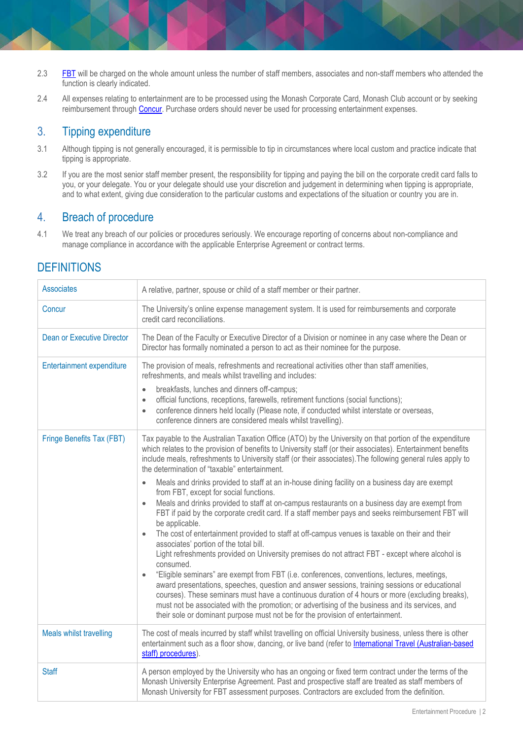2.3 FBT will be charged on the whole amount unless the number of staff members, associates and non-staff members who attended the function is clearly indicated.

2.4 All expenses relating to entertainment are to be processed using the Monash Corporate Card, Monash Club account or by seeking reimbursement through Concur. Purchase orders should never be used for processing entertainment expenses.

## 3. Tipping expenditure

3.1 Although tipping is not generally encouraged, it is permissible to tip in circumstances where local custom and practice indicate that tipping is appropriate.

3.2 If you are the most senior staff member present, the responsibility for tipping and paying the bill on the corporate credit card falls to you, or your delegate. You or your delegate should use your discretion and judgement in determining when tipping is appropriate, and to what extent, giving due consideration to the particular customs and expectations of the situation or country you are in.

## 4. Breach of procedure

4.1 We treat any breach of our policies or procedures seriously. We encourage reporting of concerns about non-compliance and manage compliance in accordance with the applicable Enterprise Agreement or contract terms.

# DEFINITIONS

| Term | Definition |
|---|---|
| Associates | A relative, partner, spouse or child of a staff member or their partner. |
| Concur | The University's online expense management system. It is used for reimbursements and corporate credit card reconciliations. |
| Dean or Executive Director | The Dean of the Faculty or Executive Director of a Division or nominee in any case where the Dean or Director has formally nominated a person to act as their nominee for the purpose. |
| Entertainment expenditure | The provision of meals, refreshments and recreational activities other than staff amenities, refreshments, and meals whilst travelling and includes: <br>• breakfasts, lunches and dinners off-campus; <br>• official functions, receptions, farewells, retirement functions (social functions); <br>• conference dinners held locally (Please note, if conducted whilst interstate or overseas, conference dinners are considered meals whilst travelling). |
| Fringe Benefits Tax (FBT) | Tax payable to the Australian Taxation Office (ATO) by the University on that portion of the expenditure which relates to the provision of benefits to University staff (or their associates). Entertainment benefits include meals, refreshments to University staff (or their associates).The following general rules apply to the determination of "taxable" entertainment. <br>• Meals and drinks provided to staff at an in-house dining facility on a business day are exempt from FBT, except for social functions. <br>• Meals and drinks provided to staff at on-campus restaurants on a business day are exempt from FBT if paid by the corporate credit card. If a staff member pays and seeks reimbursement FBT will be applicable. <br>• The cost of entertainment provided to staff at off-campus venues is taxable on their and their associates' portion of the total bill. Light refreshments provided on University premises do not attract FBT - except where alcohol is consumed. <br>• "Eligible seminars" are exempt from FBT (i.e. conferences, conventions, lectures, meetings, award presentations, speeches, question and answer sessions, training sessions or educational courses). These seminars must have a continuous duration of 4 hours or more (excluding breaks), must not be associated with the promotion; or advertising of the business and its services, and their sole or dominant purpose must not be for the provision of entertainment. |
| Meals whilst travelling | The cost of meals incurred by staff whilst travelling on official University business, unless there is other entertainment such as a floor show, dancing, or live band (refer to International Travel (Australian-based staff) procedures). |
| Staff | A person employed by the University who has an ongoing or fixed term contract under the terms of the Monash University Enterprise Agreement. Past and prospective staff are treated as staff members of Monash University for FBT assessment purposes. Contractors are excluded from the definition. |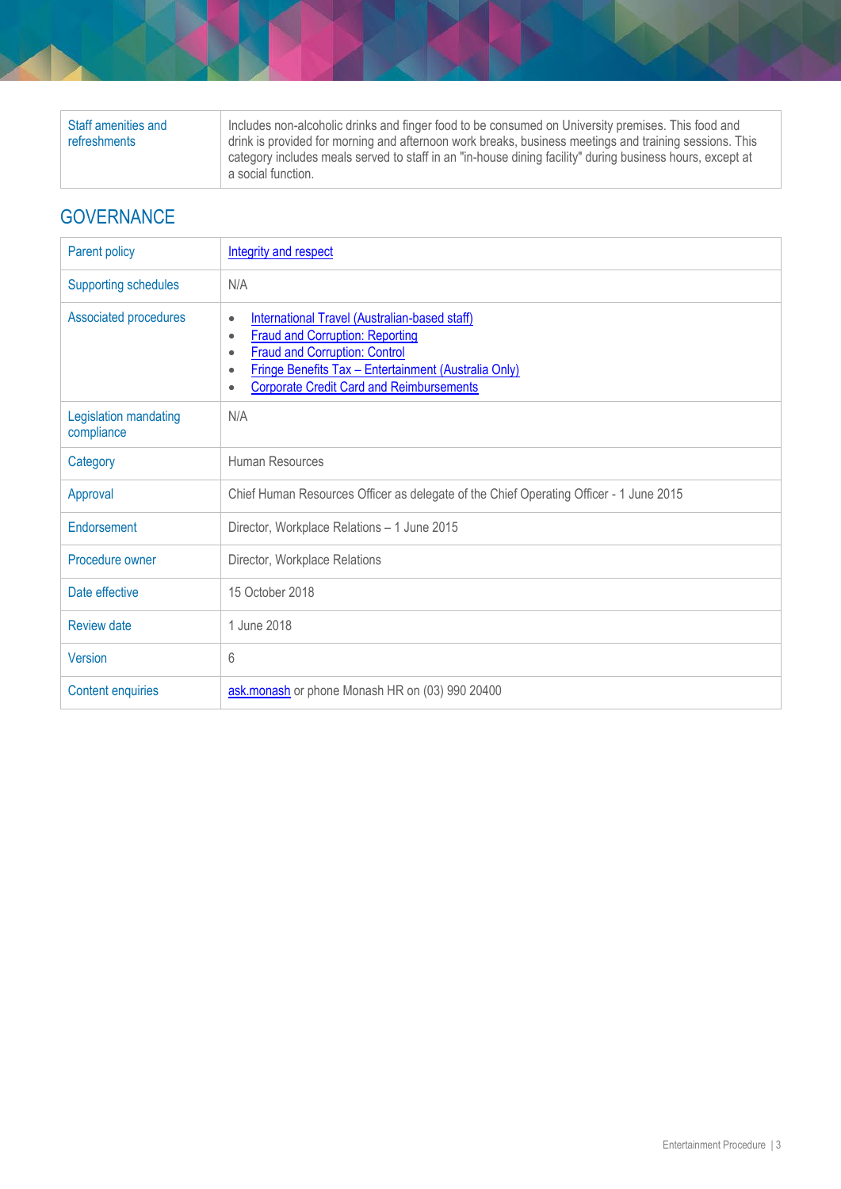| | |
|---|---|
| Staff amenities and refreshments | Includes non-alcoholic drinks and finger food to be consumed on University premises. This food and drink is provided for morning and afternoon work breaks, business meetings and training sessions. This category includes meals served to staff in an "in-house dining facility" during business hours, except at a social function. |

## GOVERNANCE

| | |
|---|---|
| Parent policy | Integrity and respect |
| Supporting schedules | N/A |
| Associated procedures | • International Travel (Australian-based staff)<br>• Fraud and Corruption: Reporting<br>• Fraud and Corruption: Control<br>• Fringe Benefits Tax – Entertainment (Australia Only)<br>• Corporate Credit Card and Reimbursements |
| Legislation mandating compliance | N/A |
| Category | Human Resources |
| Approval | Chief Human Resources Officer as delegate of the Chief Operating Officer - 1 June 2015 |
| Endorsement | Director, Workplace Relations – 1 June 2015 |
| Procedure owner | Director, Workplace Relations |
| Date effective | 15 October 2018 |
| Review date | 1 June 2018 |
| Version | 6 |
| Content enquiries | ask.monash or phone Monash HR on (03) 990 20400 |